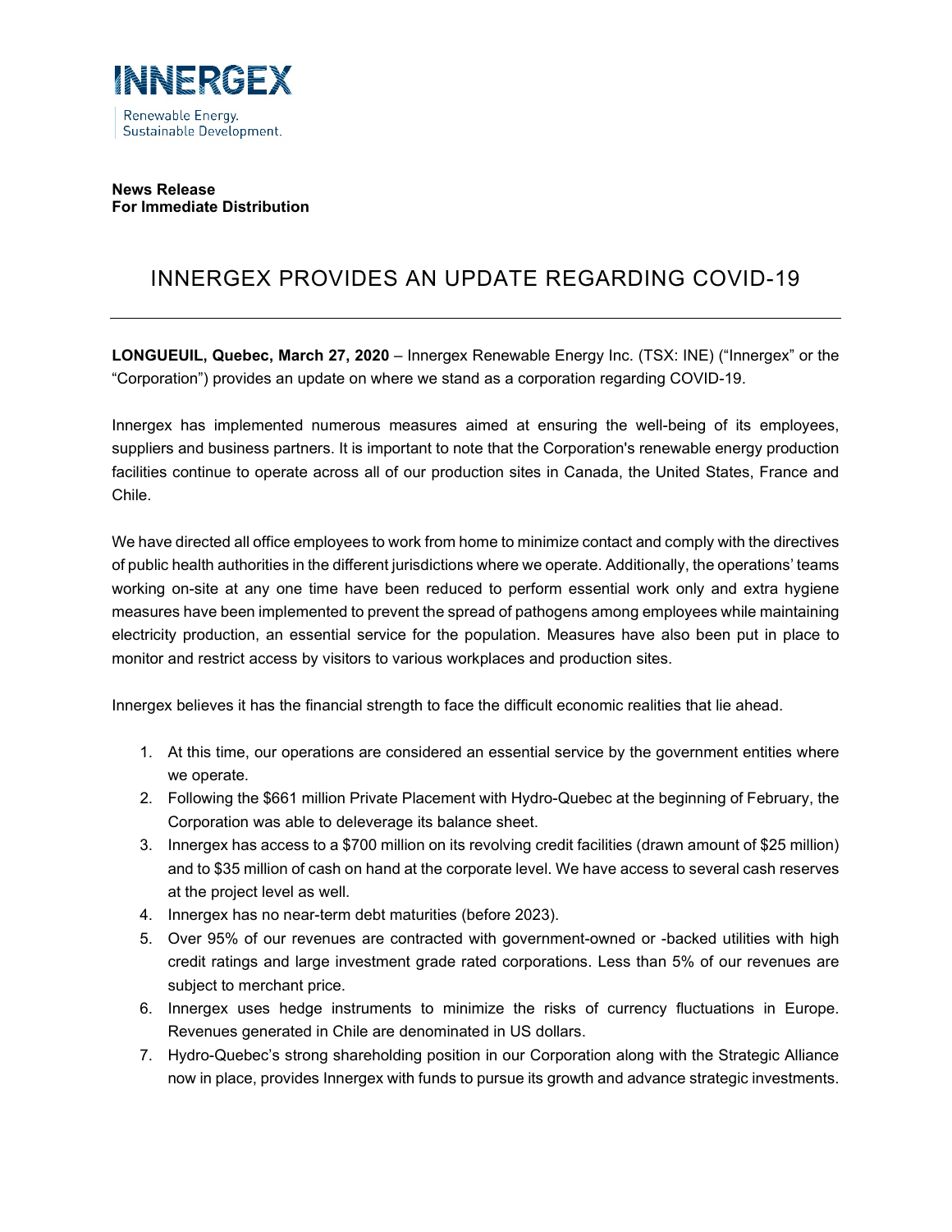**INNERGEX**

Renewable Energy.
Sustainable Development.

**News Release**
**For Immediate Distribution**

# INNERGEX PROVIDES AN UPDATE REGARDING COVID-19

**LONGUEUIL, Quebec, March 27, 2020** – Innergex Renewable Energy Inc. (TSX: INE) ("Innergex" or the "Corporation") provides an update on where we stand as a corporation regarding COVID-19.

Innergex has implemented numerous measures aimed at ensuring the well-being of its employees, suppliers and business partners. It is important to note that the Corporation's renewable energy production facilities continue to operate across all of our production sites in Canada, the United States, France and Chile.

We have directed all office employees to work from home to minimize contact and comply with the directives of public health authorities in the different jurisdictions where we operate. Additionally, the operations' teams working on-site at any one time have been reduced to perform essential work only and extra hygiene measures have been implemented to prevent the spread of pathogens among employees while maintaining electricity production, an essential service for the population. Measures have also been put in place to monitor and restrict access by visitors to various workplaces and production sites.

Innergex believes it has the financial strength to face the difficult economic realities that lie ahead.

1. At this time, our operations are considered an essential service by the government entities where we operate.
2. Following the $661 million Private Placement with Hydro-Quebec at the beginning of February, the Corporation was able to deleverage its balance sheet.
3. Innergex has access to a $700 million on its revolving credit facilities (drawn amount of $25 million) and to $35 million of cash on hand at the corporate level. We have access to several cash reserves at the project level as well.
4. Innergex has no near-term debt maturities (before 2023).
5. Over 95% of our revenues are contracted with government-owned or -backed utilities with high credit ratings and large investment grade rated corporations. Less than 5% of our revenues are subject to merchant price.
6. Innergex uses hedge instruments to minimize the risks of currency fluctuations in Europe. Revenues generated in Chile are denominated in US dollars.
7. Hydro-Quebec's strong shareholding position in our Corporation along with the Strategic Alliance now in place, provides Innergex with funds to pursue its growth and advance strategic investments.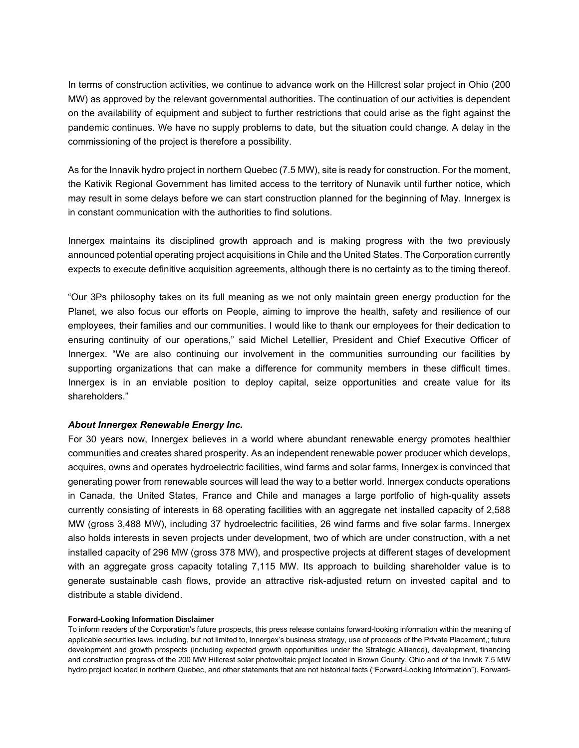In terms of construction activities, we continue to advance work on the Hillcrest solar project in Ohio (200 MW) as approved by the relevant governmental authorities. The continuation of our activities is dependent on the availability of equipment and subject to further restrictions that could arise as the fight against the pandemic continues. We have no supply problems to date, but the situation could change. A delay in the commissioning of the project is therefore a possibility.

As for the Innavik hydro project in northern Quebec (7.5 MW), site is ready for construction. For the moment, the Kativik Regional Government has limited access to the territory of Nunavik until further notice, which may result in some delays before we can start construction planned for the beginning of May. Innergex is in constant communication with the authorities to find solutions.

Innergex maintains its disciplined growth approach and is making progress with the two previously announced potential operating project acquisitions in Chile and the United States. The Corporation currently expects to execute definitive acquisition agreements, although there is no certainty as to the timing thereof.

"Our 3Ps philosophy takes on its full meaning as we not only maintain green energy production for the Planet, we also focus our efforts on People, aiming to improve the health, safety and resilience of our employees, their families and our communities. I would like to thank our employees for their dedication to ensuring continuity of our operations," said Michel Letellier, President and Chief Executive Officer of Innergex. "We are also continuing our involvement in the communities surrounding our facilities by supporting organizations that can make a difference for community members in these difficult times. Innergex is in an enviable position to deploy capital, seize opportunities and create value for its shareholders."

### *About Innergex Renewable Energy Inc.*

For 30 years now, Innergex believes in a world where abundant renewable energy promotes healthier communities and creates shared prosperity. As an independent renewable power producer which develops, acquires, owns and operates hydroelectric facilities, wind farms and solar farms, Innergex is convinced that generating power from renewable sources will lead the way to a better world. Innergex conducts operations in Canada, the United States, France and Chile and manages a large portfolio of high-quality assets currently consisting of interests in 68 operating facilities with an aggregate net installed capacity of 2,588 MW (gross 3,488 MW), including 37 hydroelectric facilities, 26 wind farms and five solar farms. Innergex also holds interests in seven projects under development, two of which are under construction, with a net installed capacity of 296 MW (gross 378 MW), and prospective projects at different stages of development with an aggregate gross capacity totaling 7,115 MW. Its approach to building shareholder value is to generate sustainable cash flows, provide an attractive risk-adjusted return on invested capital and to distribute a stable dividend.

**Forward-Looking Information Disclaimer**

To inform readers of the Corporation's future prospects, this press release contains forward-looking information within the meaning of applicable securities laws, including, but not limited to, Innergex's business strategy, use of proceeds of the Private Placement,; future development and growth prospects (including expected growth opportunities under the Strategic Alliance), development, financing and construction progress of the 200 MW Hillcrest solar photovoltaic project located in Brown County, Ohio and of the Innvik 7.5 MW hydro project located in northern Quebec, and other statements that are not historical facts ("Forward-Looking Information"). Forward-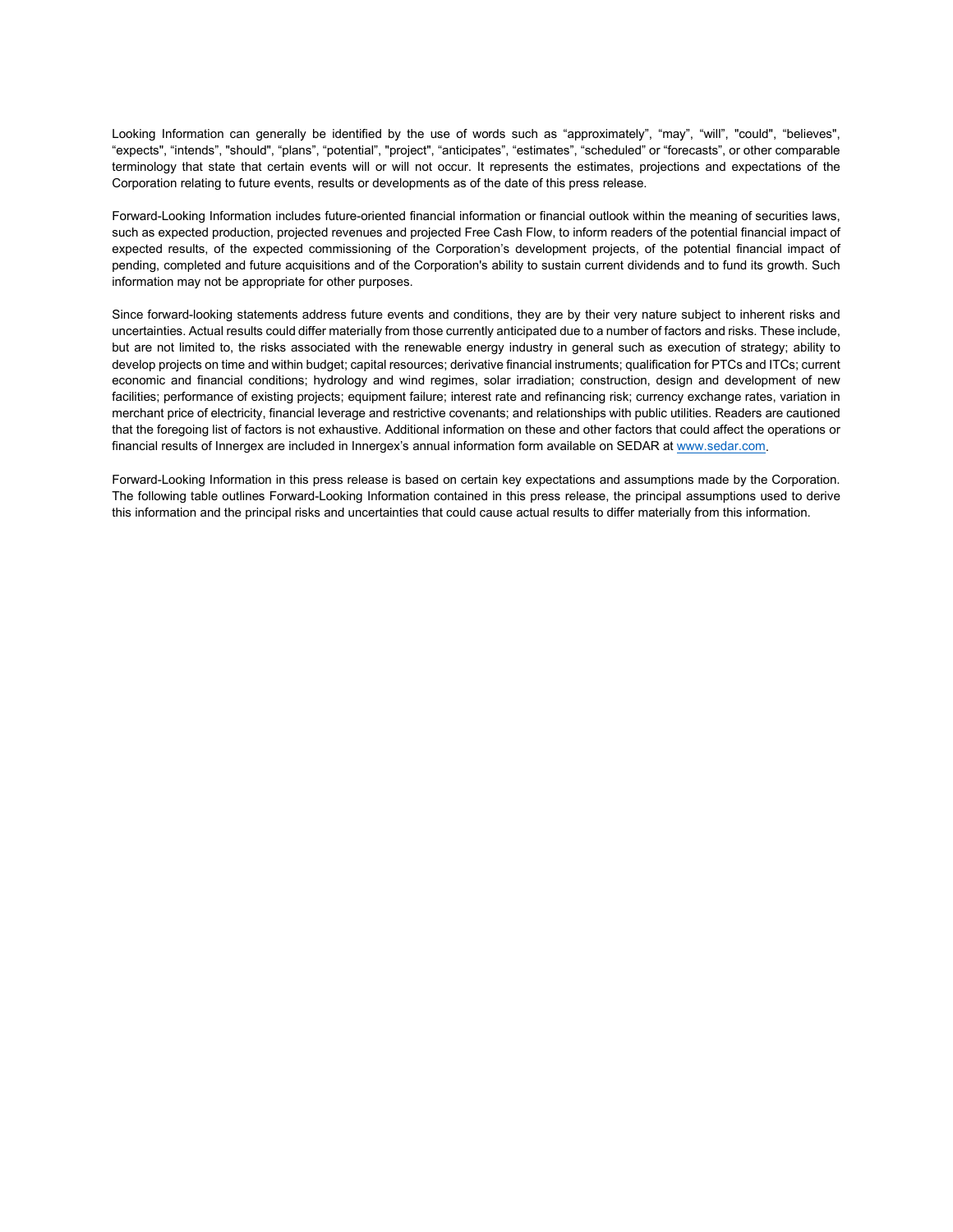Looking Information can generally be identified by the use of words such as "approximately", "may", "will", "could", "believes", "expects", "intends", "should", "plans", "potential", "project", "anticipates", "estimates", "scheduled" or "forecasts", or other comparable terminology that state that certain events will or will not occur. It represents the estimates, projections and expectations of the Corporation relating to future events, results or developments as of the date of this press release.

Forward-Looking Information includes future-oriented financial information or financial outlook within the meaning of securities laws, such as expected production, projected revenues and projected Free Cash Flow, to inform readers of the potential financial impact of expected results, of the expected commissioning of the Corporation's development projects, of the potential financial impact of pending, completed and future acquisitions and of the Corporation's ability to sustain current dividends and to fund its growth. Such information may not be appropriate for other purposes.

Since forward-looking statements address future events and conditions, they are by their very nature subject to inherent risks and uncertainties. Actual results could differ materially from those currently anticipated due to a number of factors and risks. These include, but are not limited to, the risks associated with the renewable energy industry in general such as execution of strategy; ability to develop projects on time and within budget; capital resources; derivative financial instruments; qualification for PTCs and ITCs; current economic and financial conditions; hydrology and wind regimes, solar irradiation; construction, design and development of new facilities; performance of existing projects; equipment failure; interest rate and refinancing risk; currency exchange rates, variation in merchant price of electricity, financial leverage and restrictive covenants; and relationships with public utilities. Readers are cautioned that the foregoing list of factors is not exhaustive. Additional information on these and other factors that could affect the operations or financial results of Innergex are included in Innergex's annual information form available on SEDAR at www.sedar.com.

Forward-Looking Information in this press release is based on certain key expectations and assumptions made by the Corporation. The following table outlines Forward-Looking Information contained in this press release, the principal assumptions used to derive this information and the principal risks and uncertainties that could cause actual results to differ materially from this information.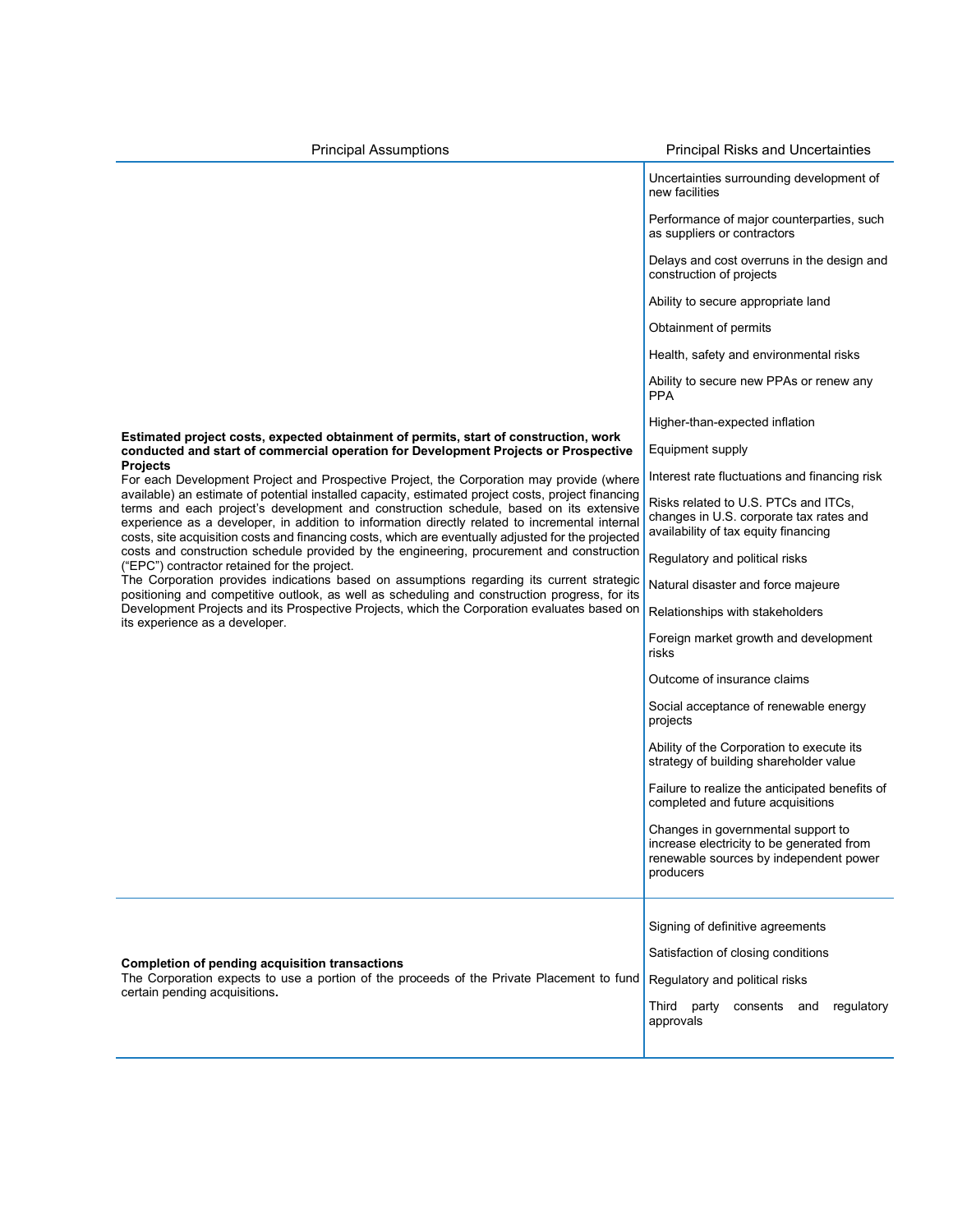| Principal Assumptions | Principal Risks and Uncertainties |
| --- | --- |
| **Estimated project costs, expected obtainment of permits, start of construction, work conducted and start of commercial operation for Development Projects or Prospective Projects**<br>For each Development Project and Prospective Project, the Corporation may provide (where available) an estimate of potential installed capacity, estimated project costs, project financing terms and each project's development and construction schedule, based on its extensive experience as a developer, in addition to information directly related to incremental internal costs, site acquisition costs and financing costs, which are eventually adjusted for the projected costs and construction schedule provided by the engineering, procurement and construction ("EPC") contractor retained for the project.<br>The Corporation provides indications based on assumptions regarding its current strategic positioning and competitive outlook, as well as scheduling and construction progress, for its Development Projects and its Prospective Projects, which the Corporation evaluates based on its experience as a developer. | Uncertainties surrounding development of new facilities<br>Performance of major counterparties, such as suppliers or contractors<br>Delays and cost overruns in the design and construction of projects<br>Ability to secure appropriate land<br>Obtainment of permits<br>Health, safety and environmental risks<br>Ability to secure new PPAs or renew any PPA<br>Higher-than-expected inflation<br>Equipment supply<br>Interest rate fluctuations and financing risk<br>Risks related to U.S. PTCs and ITCs, changes in U.S. corporate tax rates and availability of tax equity financing<br>Regulatory and political risks<br>Natural disaster and force majeure<br>Relationships with stakeholders<br>Foreign market growth and development risks<br>Outcome of insurance claims<br>Social acceptance of renewable energy projects<br>Ability of the Corporation to execute its strategy of building shareholder value<br>Failure to realize the anticipated benefits of completed and future acquisitions<br>Changes in governmental support to increase electricity to be generated from renewable sources by independent power producers |
| **Completion of pending acquisition transactions**<br>The Corporation expects to use a portion of the proceeds of the Private Placement to fund certain pending acquisitions. | Signing of definitive agreements<br>Satisfaction of closing conditions<br>Regulatory and political risks<br>Third party consents and regulatory approvals |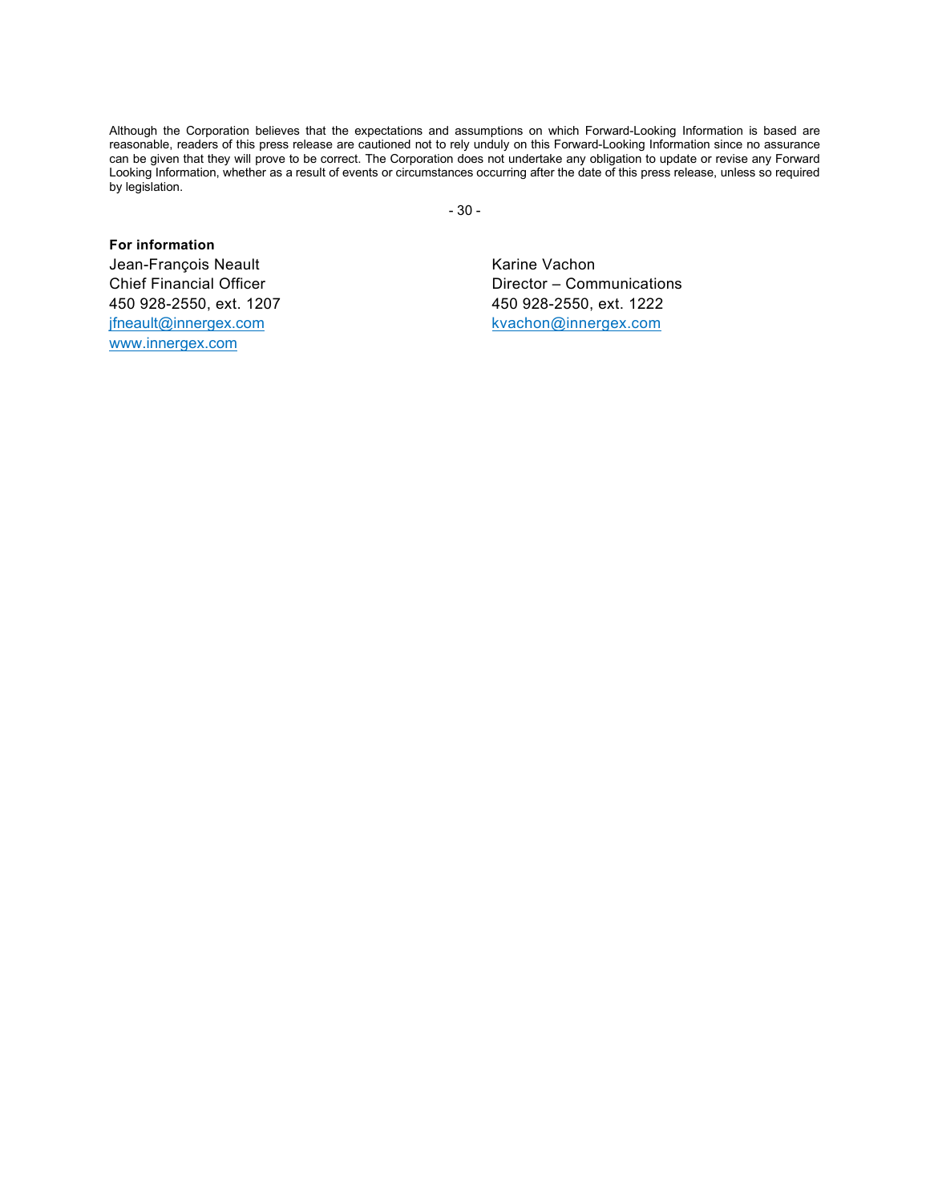Although the Corporation believes that the expectations and assumptions on which Forward-Looking Information is based are reasonable, readers of this press release are cautioned not to rely unduly on this Forward-Looking Information since no assurance can be given that they will prove to be correct. The Corporation does not undertake any obligation to update or revise any Forward Looking Information, whether as a result of events or circumstances occurring after the date of this press release, unless so required by legislation.

- 30 -

**For information**

Jean-François Neault
Chief Financial Officer
450 928-2550, ext. 1207
jfneault@innergex.com
www.innergex.com

Karine Vachon
Director – Communications
450 928-2550, ext. 1222
kvachon@innergex.com